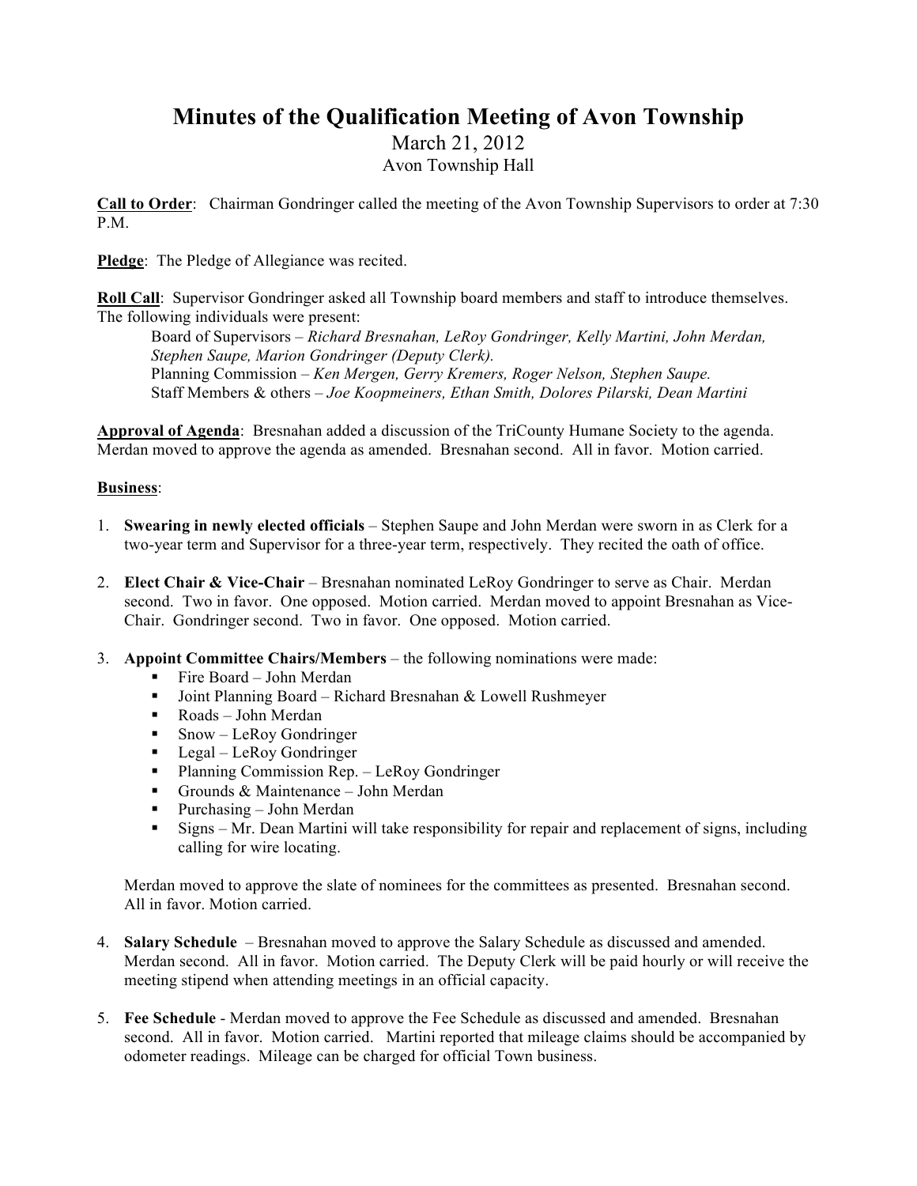# Minutes of the Qualification Meeting of Avon Township

March 21, 2012
Avon Township Hall

**Call to Order**: Chairman Gondringer called the meeting of the Avon Township Supervisors to order at 7:30 P.M.

**Pledge**: The Pledge of Allegiance was recited.

**Roll Call**: Supervisor Gondringer asked all Township board members and staff to introduce themselves. The following individuals were present:

> Board of Supervisors – *Richard Bresnahan, LeRoy Gondringer, Kelly Martini, John Merdan, Stephen Saupe, Marion Gondringer (Deputy Clerk).*
> Planning Commission – *Ken Mergen, Gerry Kremers, Roger Nelson, Stephen Saupe.*
> Staff Members & others – *Joe Koopmeiners, Ethan Smith, Dolores Pilarski, Dean Martini*

**Approval of Agenda**: Bresnahan added a discussion of the TriCounty Humane Society to the agenda. Merdan moved to approve the agenda as amended. Bresnahan second. All in favor. Motion carried.

**Business**:

1. **Swearing in newly elected officials** – Stephen Saupe and John Merdan were sworn in as Clerk for a two-year term and Supervisor for a three-year term, respectively. They recited the oath of office.

2. **Elect Chair & Vice-Chair** – Bresnahan nominated LeRoy Gondringer to serve as Chair. Merdan second. Two in favor. One opposed. Motion carried. Merdan moved to appoint Bresnahan as Vice-Chair. Gondringer second. Two in favor. One opposed. Motion carried.

3. **Appoint Committee Chairs/Members** – the following nominations were made:
   - Fire Board – John Merdan
   - Joint Planning Board – Richard Bresnahan & Lowell Rushmeyer
   - Roads – John Merdan
   - Snow – LeRoy Gondringer
   - Legal – LeRoy Gondringer
   - Planning Commission Rep. – LeRoy Gondringer
   - Grounds & Maintenance – John Merdan
   - Purchasing – John Merdan
   - Signs – Mr. Dean Martini will take responsibility for repair and replacement of signs, including calling for wire locating.

   Merdan moved to approve the slate of nominees for the committees as presented. Bresnahan second. All in favor. Motion carried.

4. **Salary Schedule** – Bresnahan moved to approve the Salary Schedule as discussed and amended. Merdan second. All in favor. Motion carried. The Deputy Clerk will be paid hourly or will receive the meeting stipend when attending meetings in an official capacity.

5. **Fee Schedule** - Merdan moved to approve the Fee Schedule as discussed and amended. Bresnahan second. All in favor. Motion carried. Martini reported that mileage claims should be accompanied by odometer readings. Mileage can be charged for official Town business.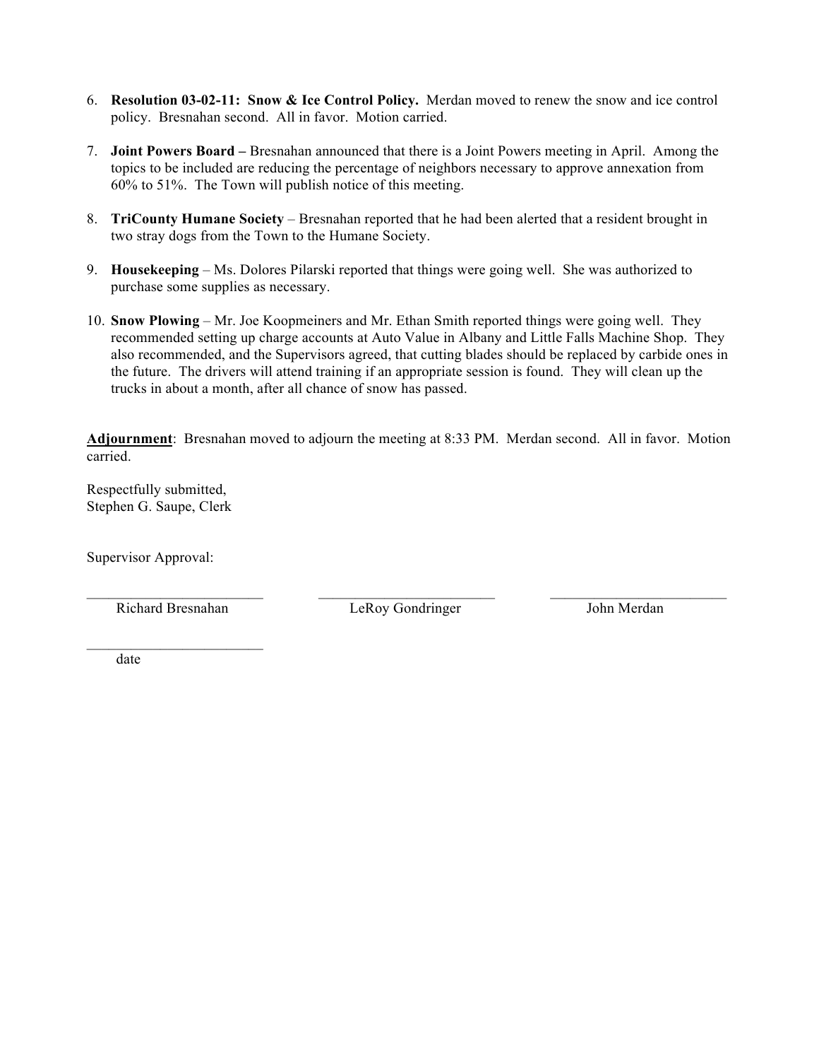6. **Resolution 03-02-11: Snow & Ice Control Policy.** Merdan moved to renew the snow and ice control policy. Bresnahan second. All in favor. Motion carried.

7. **Joint Powers Board –** Bresnahan announced that there is a Joint Powers meeting in April. Among the topics to be included are reducing the percentage of neighbors necessary to approve annexation from 60% to 51%. The Town will publish notice of this meeting.

8. **TriCounty Humane Society** – Bresnahan reported that he had been alerted that a resident brought in two stray dogs from the Town to the Humane Society.

9. **Housekeeping** – Ms. Dolores Pilarski reported that things were going well. She was authorized to purchase some supplies as necessary.

10. **Snow Plowing** – Mr. Joe Koopmeiners and Mr. Ethan Smith reported things were going well. They recommended setting up charge accounts at Auto Value in Albany and Little Falls Machine Shop. They also recommended, and the Supervisors agreed, that cutting blades should be replaced by carbide ones in the future. The drivers will attend training if an appropriate session is found. They will clean up the trucks in about a month, after all chance of snow has passed.

**Adjournment**: Bresnahan moved to adjourn the meeting at 8:33 PM. Merdan second. All in favor. Motion carried.

Respectfully submitted,
Stephen G. Saupe, Clerk

Supervisor Approval:

\_\_\_\_\_\_\_\_\_\_\_\_\_\_\_\_\_\_\_\_\_\_\_\_ Richard Bresnahan

\_\_\_\_\_\_\_\_\_\_\_\_\_\_\_\_\_\_\_\_\_\_\_\_ LeRoy Gondringer

\_\_\_\_\_\_\_\_\_\_\_\_\_\_\_\_\_\_\_\_\_\_\_\_ John Merdan

\_\_\_\_\_\_\_\_\_\_\_\_\_\_\_\_\_\_\_\_\_\_\_\_ date